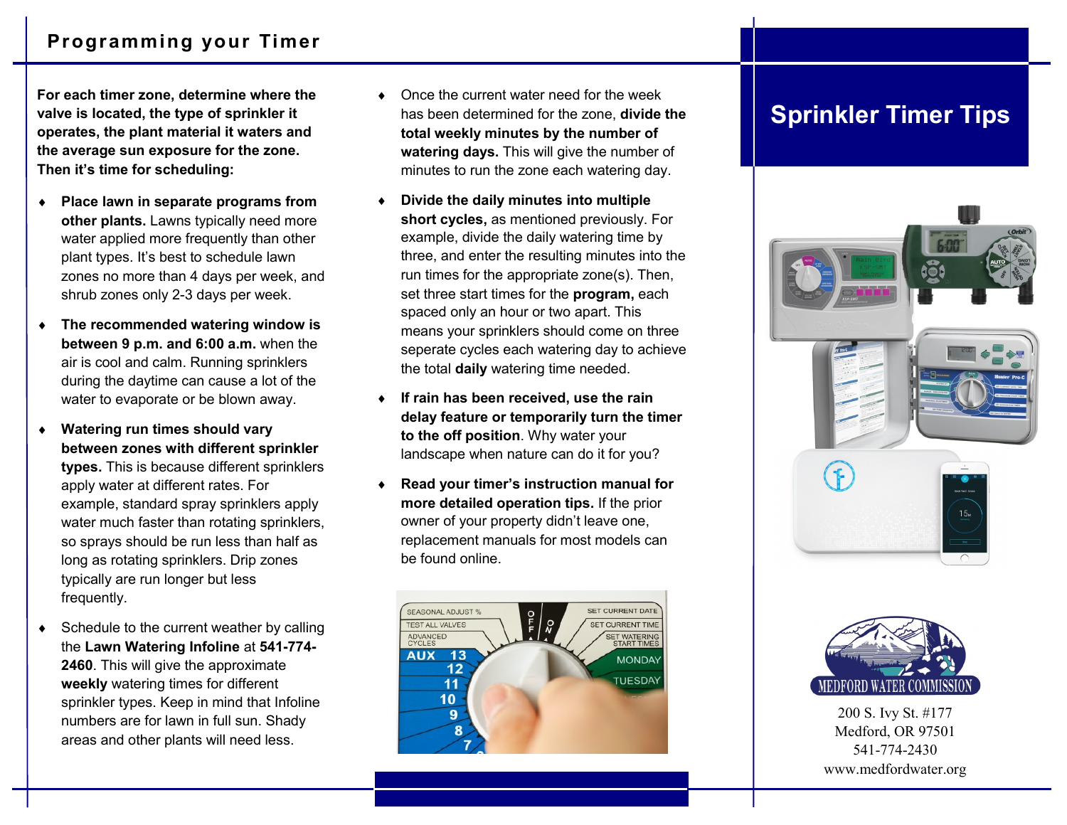## Programming your Timer

**For each timer zone, determine where the valve is located, the type of sprinkler it operates, the plant material it waters and the average sun exposure for the zone. Then it's time for scheduling:**

- **Place lawn in separate programs from other plants.** Lawns typically need more water applied more frequently than other plant types. It's best to schedule lawn zones no more than 4 days per week, and shrub zones only 2-3 days per week.
- **The recommended watering window is between 9 p.m. and 6:00 a.m.** when the air is cool and calm. Running sprinklers during the daytime can cause a lot of the water to evaporate or be blown away.
- **Watering run times should vary between zones with different sprinkler types.** This is because different sprinklers apply water at different rates. For example, standard spray sprinklers apply water much faster than rotating sprinklers, so sprays should be run less than half as long as rotating sprinklers. Drip zones typically are run longer but less frequently.
- Schedule to the current weather by calling the **Lawn Watering Infoline** at **541-774-2460**. This will give the approximate **weekly** watering times for different sprinkler types. Keep in mind that Infoline numbers are for lawn in full sun. Shady areas and other plants will need less.
- Once the current water need for the week has been determined for the zone, **divide the total weekly minutes by the number of watering days.** This will give the number of minutes to run the zone each watering day.
- **Divide the daily minutes into multiple short cycles,** as mentioned previously. For example, divide the daily watering time by three, and enter the resulting minutes into the run times for the appropriate zone(s). Then, set three start times for the **program,** each spaced only an hour or two apart. This means your sprinklers should come on three seperate cycles each watering day to achieve the total **daily** watering time needed.
- **If rain has been received, use the rain delay feature or temporarily turn the timer to the off position**. Why water your landscape when nature can do it for you?
- **Read your timer's instruction manual for more detailed operation tips.** If the prior owner of your property didn't leave one, replacement manuals for most models can be found online.

# Sprinkler Timer Tips

MEDFORD WATER COMMISSION

200 S. Ivy St. #177
Medford, OR 97501
541-774-2430
www.medfordwater.org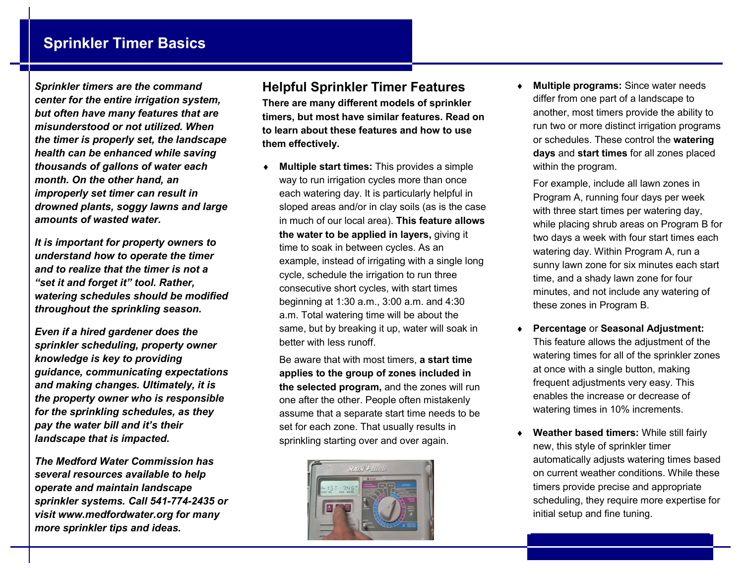# Sprinkler Timer Basics

***Sprinkler timers are the command center for the entire irrigation system, but often have many features that are misunderstood or not utilized. When the timer is properly set, the landscape health can be enhanced while saving thousands of gallons of water each month. On the other hand, an improperly set timer can result in drowned plants, soggy lawns and large amounts of wasted water.***

***It is important for property owners to understand how to operate the timer and to realize that the timer is not a "set it and forget it" tool. Rather, watering schedules should be modified throughout the sprinkling season.***

***Even if a hired gardener does the sprinkler scheduling, property owner knowledge is key to providing guidance, communicating expectations and making changes. Ultimately, it is the property owner who is responsible for the sprinkling schedules, as they pay the water bill and it's their landscape that is impacted.***

***The Medford Water Commission has several resources available to help operate and maintain landscape sprinkler systems. Call 541-774-2435 or visit www.medfordwater.org for many more sprinkler tips and ideas.***

## Helpful Sprinkler Timer Features

**There are many different models of sprinkler timers, but most have similar features. Read on to learn about these features and how to use them effectively.**

- **Multiple start times:** This provides a simple way to run irrigation cycles more than once each watering day. It is particularly helpful in sloped areas and/or in clay soils (as is the case in much of our local area). **This feature allows the water to be applied in layers,** giving it time to soak in between cycles. As an example, instead of irrigating with a single long cycle, schedule the irrigation to run three consecutive short cycles, with start times beginning at 1:30 a.m., 3:00 a.m. and 4:30 a.m. Total watering time will be about the same, but by breaking it up, water will soak in better with less runoff.

  Be aware that with most timers, **a start time applies to the group of zones included in the selected program,** and the zones will run one after the other. People often mistakenly assume that a separate start time needs to be set for each zone. That usually results in sprinkling starting over and over again.

- **Multiple programs:** Since water needs differ from one part of a landscape to another, most timers provide the ability to run two or more distinct irrigation programs or schedules. These control the **watering days** and **start times** for all zones placed within the program.

  For example, include all lawn zones in Program A, running four days per week with three start times per watering day, while placing shrub areas on Program B for two days a week with four start times each watering day. Within Program A, run a sunny lawn zone for six minutes each start time, and a shady lawn zone for four minutes, and not include any watering of these zones in Program B.

- **Percentage** or **Seasonal Adjustment:** This feature allows the adjustment of the watering times for all of the sprinkler zones at once with a single button, making frequent adjustments very easy. This enables the increase or decrease of watering times in 10% increments.

- **Weather based timers:** While still fairly new, this style of sprinkler timer automatically adjusts watering times based on current weather conditions. While these timers provide precise and appropriate scheduling, they require more expertise for initial setup and fine tuning.